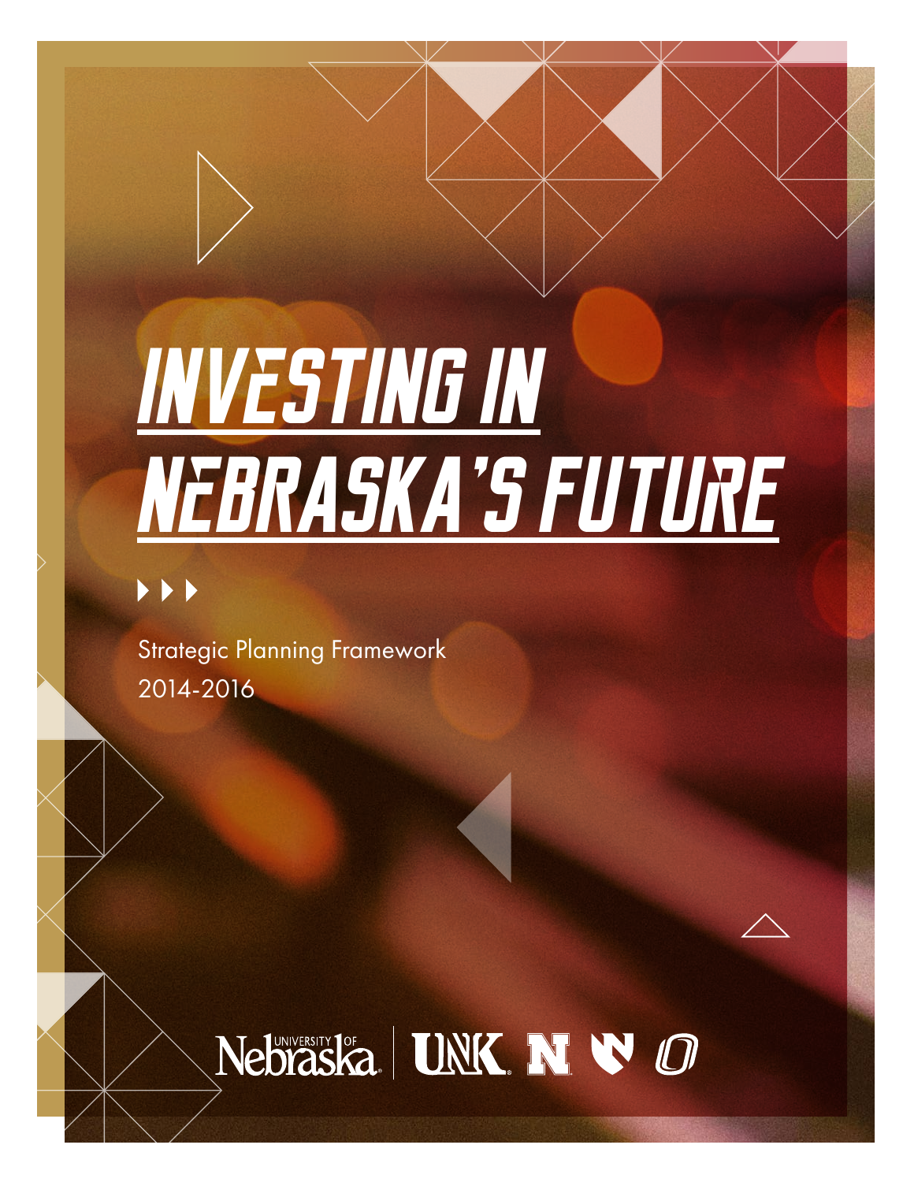# INVESTING IN NEBRASKA'S FUTURE

Strategic Planning Framework

2014-2016

University of Nebraska | UNK N N O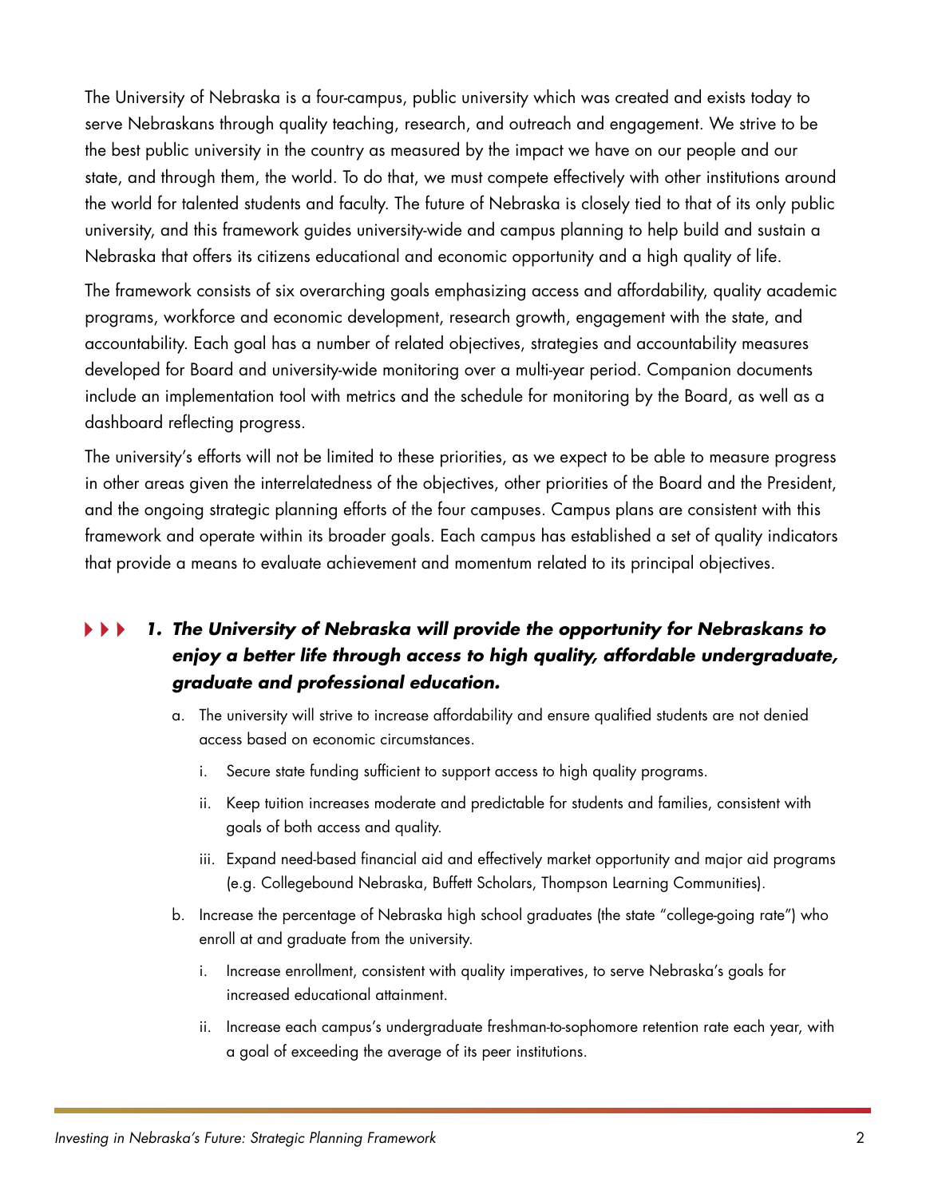The University of Nebraska is a four-campus, public university which was created and exists today to serve Nebraskans through quality teaching, research, and outreach and engagement. We strive to be the best public university in the country as measured by the impact we have on our people and our state, and through them, the world. To do that, we must compete effectively with other institutions around the world for talented students and faculty. The future of Nebraska is closely tied to that of its only public university, and this framework guides university-wide and campus planning to help build and sustain a Nebraska that offers its citizens educational and economic opportunity and a high quality of life.

The framework consists of six overarching goals emphasizing access and affordability, quality academic programs, workforce and economic development, research growth, engagement with the state, and accountability. Each goal has a number of related objectives, strategies and accountability measures developed for Board and university-wide monitoring over a multi-year period. Companion documents include an implementation tool with metrics and the schedule for monitoring by the Board, as well as a dashboard reflecting progress.

The university's efforts will not be limited to these priorities, as we expect to be able to measure progress in other areas given the interrelatedness of the objectives, other priorities of the Board and the President, and the ongoing strategic planning efforts of the four campuses. Campus plans are consistent with this framework and operate within its broader goals. Each campus has established a set of quality indicators that provide a means to evaluate achievement and momentum related to its principal objectives.

### ***1. The University of Nebraska will provide the opportunity for Nebraskans to enjoy a better life through access to high quality, affordable undergraduate, graduate and professional education.***

a. The university will strive to increase affordability and ensure qualified students are not denied access based on economic circumstances.

   i. Secure state funding sufficient to support access to high quality programs.

   ii. Keep tuition increases moderate and predictable for students and families, consistent with goals of both access and quality.

   iii. Expand need-based financial aid and effectively market opportunity and major aid programs (e.g. Collegebound Nebraska, Buffett Scholars, Thompson Learning Communities).

b. Increase the percentage of Nebraska high school graduates (the state "college-going rate") who enroll at and graduate from the university.

   i. Increase enrollment, consistent with quality imperatives, to serve Nebraska's goals for increased educational attainment.

   ii. Increase each campus's undergraduate freshman-to-sophomore retention rate each year, with a goal of exceeding the average of its peer institutions.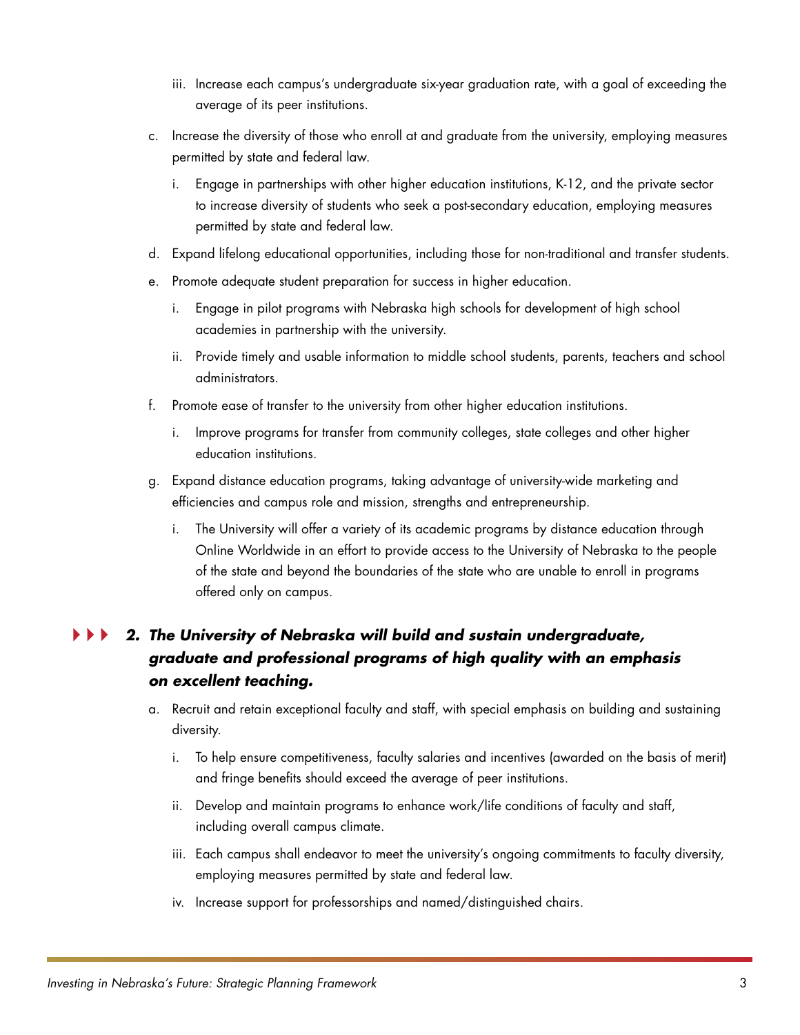iii. Increase each campus's undergraduate six-year graduation rate, with a goal of exceeding the average of its peer institutions.

c. Increase the diversity of those who enroll at and graduate from the university, employing measures permitted by state and federal law.

   i. Engage in partnerships with other higher education institutions, K-12, and the private sector to increase diversity of students who seek a post-secondary education, employing measures permitted by state and federal law.

d. Expand lifelong educational opportunities, including those for non-traditional and transfer students.

e. Promote adequate student preparation for success in higher education.

   i. Engage in pilot programs with Nebraska high schools for development of high school academies in partnership with the university.

   ii. Provide timely and usable information to middle school students, parents, teachers and school administrators.

f. Promote ease of transfer to the university from other higher education institutions.

   i. Improve programs for transfer from community colleges, state colleges and other higher education institutions.

g. Expand distance education programs, taking advantage of university-wide marketing and efficiencies and campus role and mission, strengths and entrepreneurship.

   i. The University will offer a variety of its academic programs by distance education through Online Worldwide in an effort to provide access to the University of Nebraska to the people of the state and beyond the boundaries of the state who are unable to enroll in programs offered only on campus.

### *2. The University of Nebraska will build and sustain undergraduate, graduate and professional programs of high quality with an emphasis on excellent teaching.*

a. Recruit and retain exceptional faculty and staff, with special emphasis on building and sustaining diversity.

   i. To help ensure competitiveness, faculty salaries and incentives (awarded on the basis of merit) and fringe benefits should exceed the average of peer institutions.

   ii. Develop and maintain programs to enhance work/life conditions of faculty and staff, including overall campus climate.

   iii. Each campus shall endeavor to meet the university's ongoing commitments to faculty diversity, employing measures permitted by state and federal law.

   iv. Increase support for professorships and named/distinguished chairs.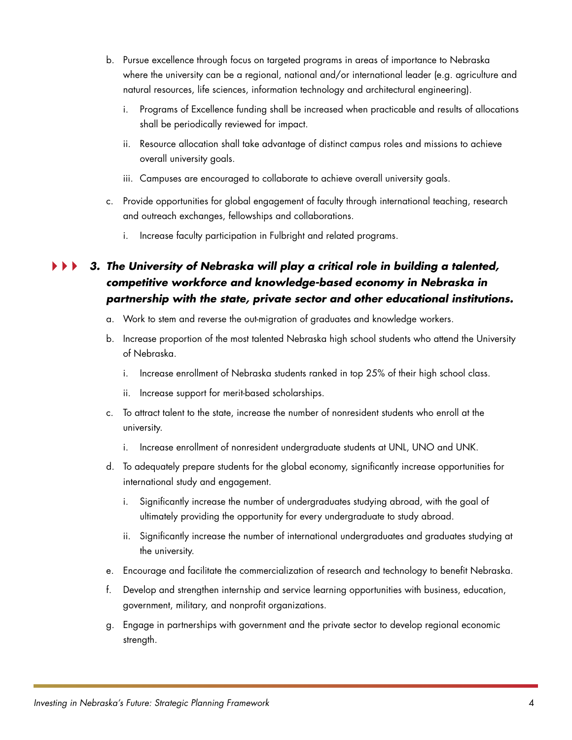b. Pursue excellence through focus on targeted programs in areas of importance to Nebraska where the university can be a regional, national and/or international leader (e.g. agriculture and natural resources, life sciences, information technology and architectural engineering).

   i. Programs of Excellence funding shall be increased when practicable and results of allocations shall be periodically reviewed for impact.

   ii. Resource allocation shall take advantage of distinct campus roles and missions to achieve overall university goals.

   iii. Campuses are encouraged to collaborate to achieve overall university goals.

c. Provide opportunities for global engagement of faculty through international teaching, research and outreach exchanges, fellowships and collaborations.

   i. Increase faculty participation in Fulbright and related programs.

### ***3. The University of Nebraska will play a critical role in building a talented, competitive workforce and knowledge-based economy in Nebraska in partnership with the state, private sector and other educational institutions.***

a. Work to stem and reverse the out-migration of graduates and knowledge workers.

b. Increase proportion of the most talented Nebraska high school students who attend the University of Nebraska.

   i. Increase enrollment of Nebraska students ranked in top 25% of their high school class.

   ii. Increase support for merit-based scholarships.

c. To attract talent to the state, increase the number of nonresident students who enroll at the university.

   i. Increase enrollment of nonresident undergraduate students at UNL, UNO and UNK.

d. To adequately prepare students for the global economy, significantly increase opportunities for international study and engagement.

   i. Significantly increase the number of undergraduates studying abroad, with the goal of ultimately providing the opportunity for every undergraduate to study abroad.

   ii. Significantly increase the number of international undergraduates and graduates studying at the university.

e. Encourage and facilitate the commercialization of research and technology to benefit Nebraska.

f. Develop and strengthen internship and service learning opportunities with business, education, government, military, and nonprofit organizations.

g. Engage in partnerships with government and the private sector to develop regional economic strength.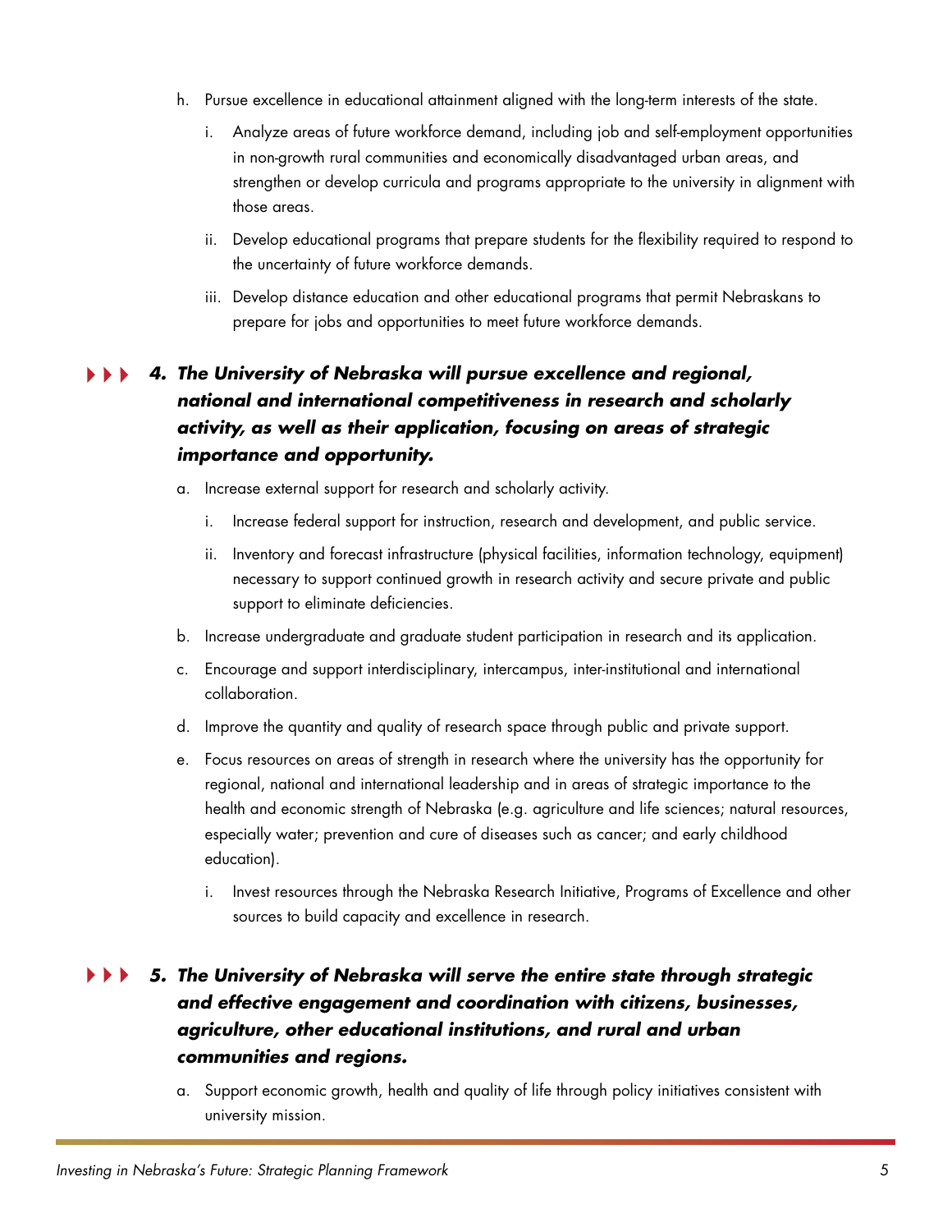h. Pursue excellence in educational attainment aligned with the long-term interests of the state.

   i. Analyze areas of future workforce demand, including job and self-employment opportunities in non-growth rural communities and economically disadvantaged urban areas, and strengthen or develop curricula and programs appropriate to the university in alignment with those areas.

   ii. Develop educational programs that prepare students for the flexibility required to respond to the uncertainty of future workforce demands.

   iii. Develop distance education and other educational programs that permit Nebraskans to prepare for jobs and opportunities to meet future workforce demands.

### ▶▶▶ *4. The University of Nebraska will pursue excellence and regional, national and international competitiveness in research and scholarly activity, as well as their application, focusing on areas of strategic importance and opportunity.*

a. Increase external support for research and scholarly activity.

   i. Increase federal support for instruction, research and development, and public service.

   ii. Inventory and forecast infrastructure (physical facilities, information technology, equipment) necessary to support continued growth in research activity and secure private and public support to eliminate deficiencies.

b. Increase undergraduate and graduate student participation in research and its application.

c. Encourage and support interdisciplinary, intercampus, inter-institutional and international collaboration.

d. Improve the quantity and quality of research space through public and private support.

e. Focus resources on areas of strength in research where the university has the opportunity for regional, national and international leadership and in areas of strategic importance to the health and economic strength of Nebraska (e.g. agriculture and life sciences; natural resources, especially water; prevention and cure of diseases such as cancer; and early childhood education).

   i. Invest resources through the Nebraska Research Initiative, Programs of Excellence and other sources to build capacity and excellence in research.

### ▶▶▶ *5. The University of Nebraska will serve the entire state through strategic and effective engagement and coordination with citizens, businesses, agriculture, other educational institutions, and rural and urban communities and regions.*

a. Support economic growth, health and quality of life through policy initiatives consistent with university mission.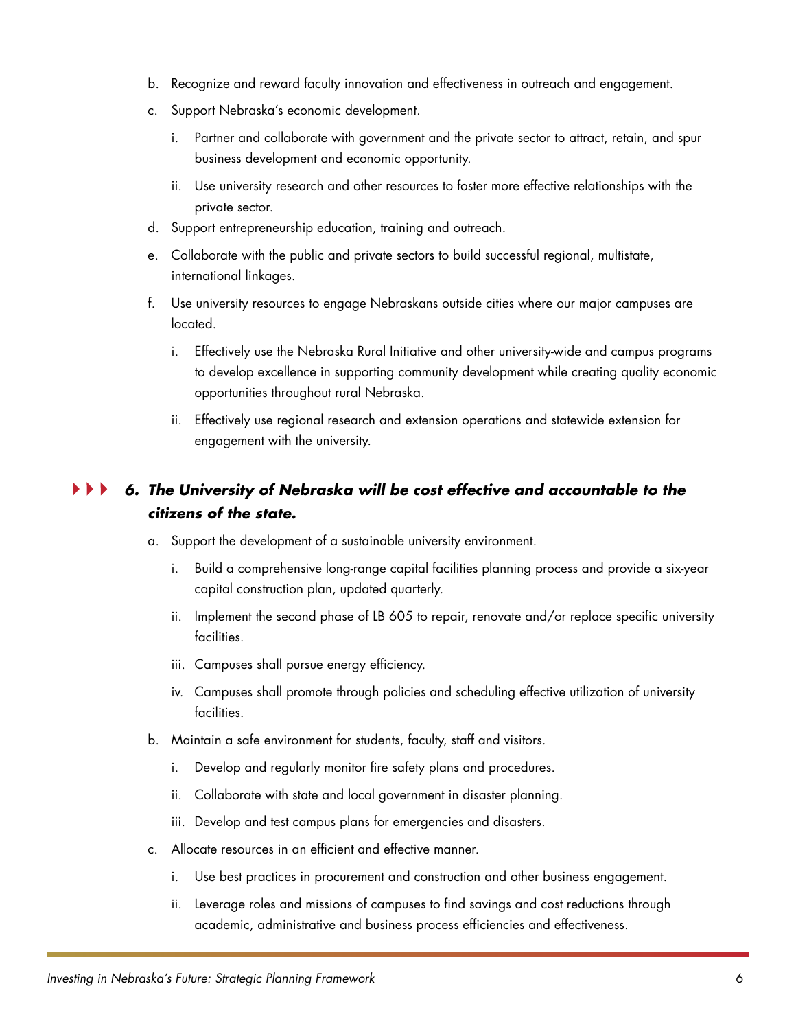b. Recognize and reward faculty innovation and effectiveness in outreach and engagement.

c. Support Nebraska's economic development.

   i. Partner and collaborate with government and the private sector to attract, retain, and spur business development and economic opportunity.

   ii. Use university research and other resources to foster more effective relationships with the private sector.

d. Support entrepreneurship education, training and outreach.

e. Collaborate with the public and private sectors to build successful regional, multistate, international linkages.

f. Use university resources to engage Nebraskans outside cities where our major campuses are located.

   i. Effectively use the Nebraska Rural Initiative and other university-wide and campus programs to develop excellence in supporting community development while creating quality economic opportunities throughout rural Nebraska.

   ii. Effectively use regional research and extension operations and statewide extension for engagement with the university.

### ***6. The University of Nebraska will be cost effective and accountable to the citizens of the state.***

a. Support the development of a sustainable university environment.

   i. Build a comprehensive long-range capital facilities planning process and provide a six-year capital construction plan, updated quarterly.

   ii. Implement the second phase of LB 605 to repair, renovate and/or replace specific university facilities.

   iii. Campuses shall pursue energy efficiency.

   iv. Campuses shall promote through policies and scheduling effective utilization of university facilities.

b. Maintain a safe environment for students, faculty, staff and visitors.

   i. Develop and regularly monitor fire safety plans and procedures.

   ii. Collaborate with state and local government in disaster planning.

   iii. Develop and test campus plans for emergencies and disasters.

c. Allocate resources in an efficient and effective manner.

   i. Use best practices in procurement and construction and other business engagement.

   ii. Leverage roles and missions of campuses to find savings and cost reductions through academic, administrative and business process efficiencies and effectiveness.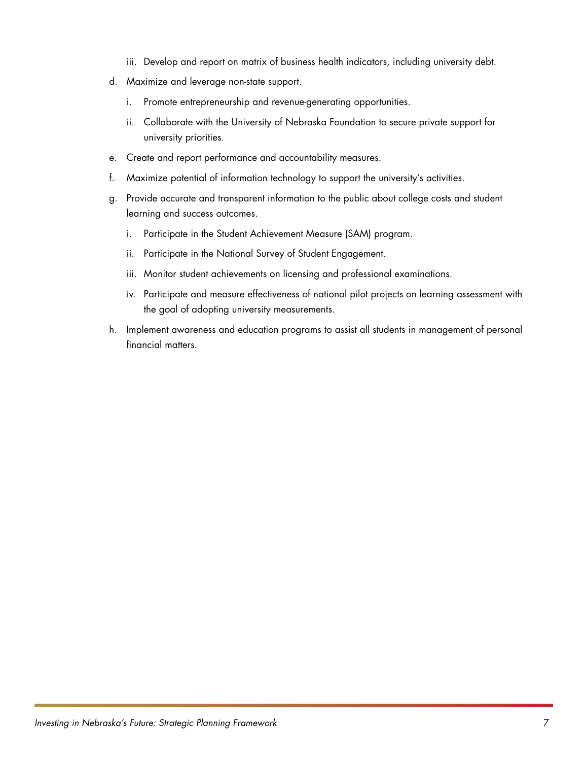iii. Develop and report on matrix of business health indicators, including university debt.

d. Maximize and leverage non-state support.

   i. Promote entrepreneurship and revenue-generating opportunities.

   ii. Collaborate with the University of Nebraska Foundation to secure private support for university priorities.

e. Create and report performance and accountability measures.

f. Maximize potential of information technology to support the university's activities.

g. Provide accurate and transparent information to the public about college costs and student learning and success outcomes.

   i. Participate in the Student Achievement Measure (SAM) program.

   ii. Participate in the National Survey of Student Engagement.

   iii. Monitor student achievements on licensing and professional examinations.

   iv. Participate and measure effectiveness of national pilot projects on learning assessment with the goal of adopting university measurements.

h. Implement awareness and education programs to assist all students in management of personal financial matters.